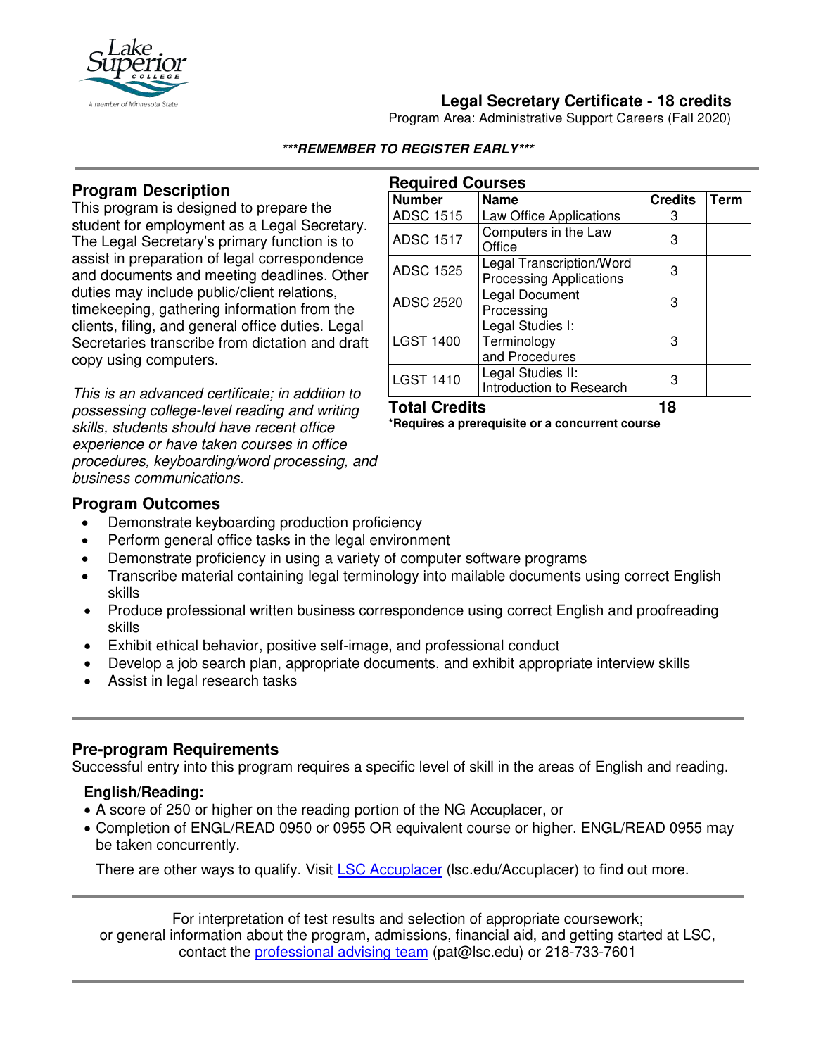# Legal Secretary Certificate - 18 credits

Program Area: Administrative Support Careers (Fall 2020)

***REMEMBER TO REGISTER EARLY***

## Program Description

This program is designed to prepare the student for employment as a Legal Secretary. The Legal Secretary's primary function is to assist in preparation of legal correspondence and documents and meeting deadlines. Other duties may include public/client relations, timekeeping, gathering information from the clients, filing, and general office duties. Legal Secretaries transcribe from dictation and draft copy using computers.

*This is an advanced certificate; in addition to possessing college-level reading and writing skills, students should have recent office experience or have taken courses in office procedures, keyboarding/word processing, and business communications.*

## Required Courses

| Number | Name | Credits | Term |
|---|---|---|---|
| ADSC 1515 | Law Office Applications | 3 | |
| ADSC 1517 | Computers in the Law Office | 3 | |
| ADSC 1525 | Legal Transcription/Word Processing Applications | 3 | |
| ADSC 2520 | Legal Document Processing | 3 | |
| LGST 1400 | Legal Studies I: Terminology and Procedures | 3 | |
| LGST 1410 | Legal Studies II: Introduction to Research | 3 | |
| **Total Credits** | | **18** | |

**\*Requires a prerequisite or a concurrent course**

## Program Outcomes

- Demonstrate keyboarding production proficiency
- Perform general office tasks in the legal environment
- Demonstrate proficiency in using a variety of computer software programs
- Transcribe material containing legal terminology into mailable documents using correct English skills
- Produce professional written business correspondence using correct English and proofreading skills
- Exhibit ethical behavior, positive self-image, and professional conduct
- Develop a job search plan, appropriate documents, and exhibit appropriate interview skills
- Assist in legal research tasks

## Pre-program Requirements

Successful entry into this program requires a specific level of skill in the areas of English and reading.

### English/Reading:

- A score of 250 or higher on the reading portion of the NG Accuplacer, or
- Completion of ENGL/READ 0950 or 0955 OR equivalent course or higher. ENGL/READ 0955 may be taken concurrently.

There are other ways to qualify. Visit LSC Accuplacer (lsc.edu/Accuplacer) to find out more.

For interpretation of test results and selection of appropriate coursework; or general information about the program, admissions, financial aid, and getting started at LSC, contact the professional advising team (pat@lsc.edu) or 218-733-7601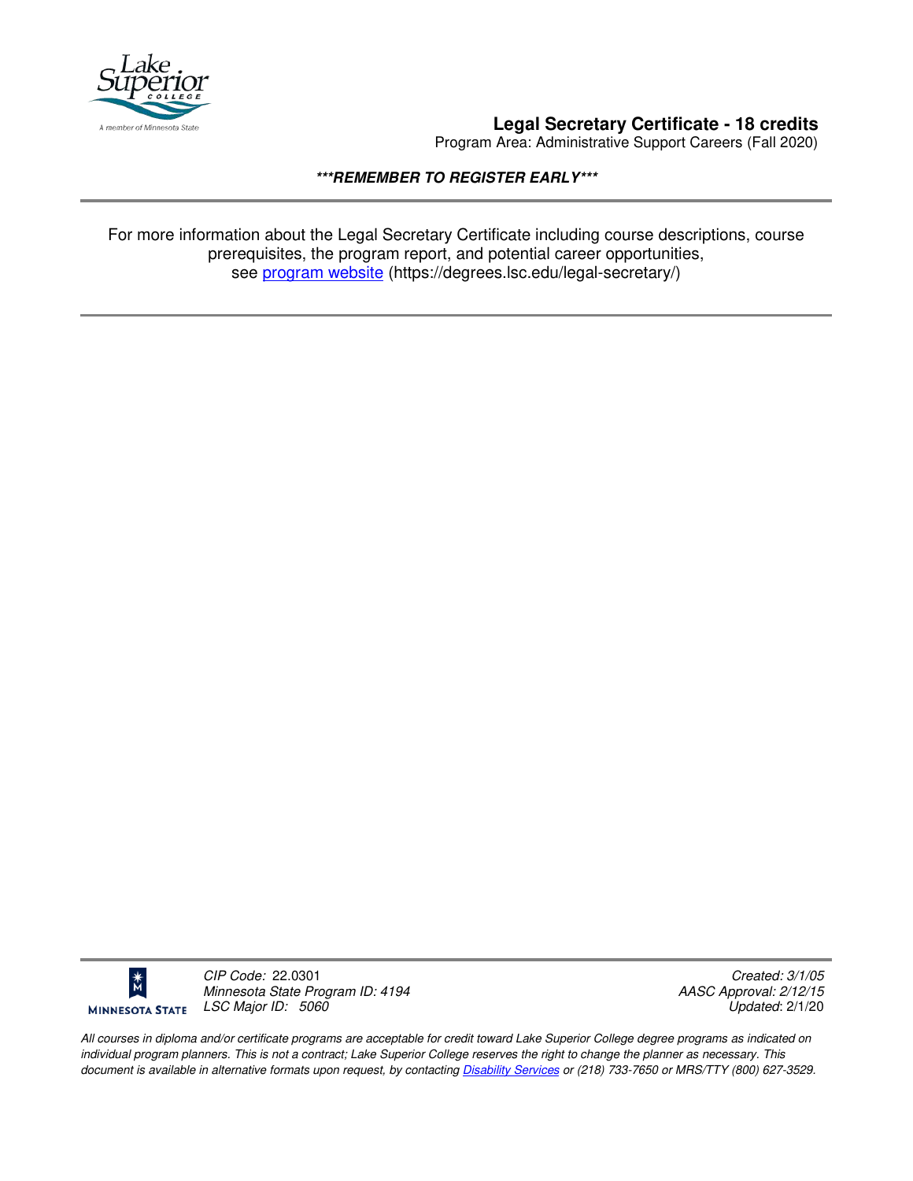**Legal Secretary Certificate - 18 credits**

Program Area: Administrative Support Careers (Fall 2020)

***REMEMBER TO REGISTER EARLY***

---

For more information about the Legal Secretary Certificate including course descriptions, course prerequisites, the program report, and potential career opportunities, see [program website](https://degrees.lsc.edu/legal-secretary/) (https://degrees.lsc.edu/legal-secretary/)

---

*CIP Code:* 22.0301
*Minnesota State Program ID: 4194*
*LSC Major ID: 5060*

*Created: 3/1/05*
*AASC Approval: 2/12/15*
*Updated*: 2/1/20

*All courses in diploma and/or certificate programs are acceptable for credit toward Lake Superior College degree programs as indicated on individual program planners. This is not a contract; Lake Superior College reserves the right to change the planner as necessary. This document is available in alternative formats upon request, by contacting [Disability Services](Disability Services) or (218) 733-7650 or MRS/TTY (800) 627-3529.*